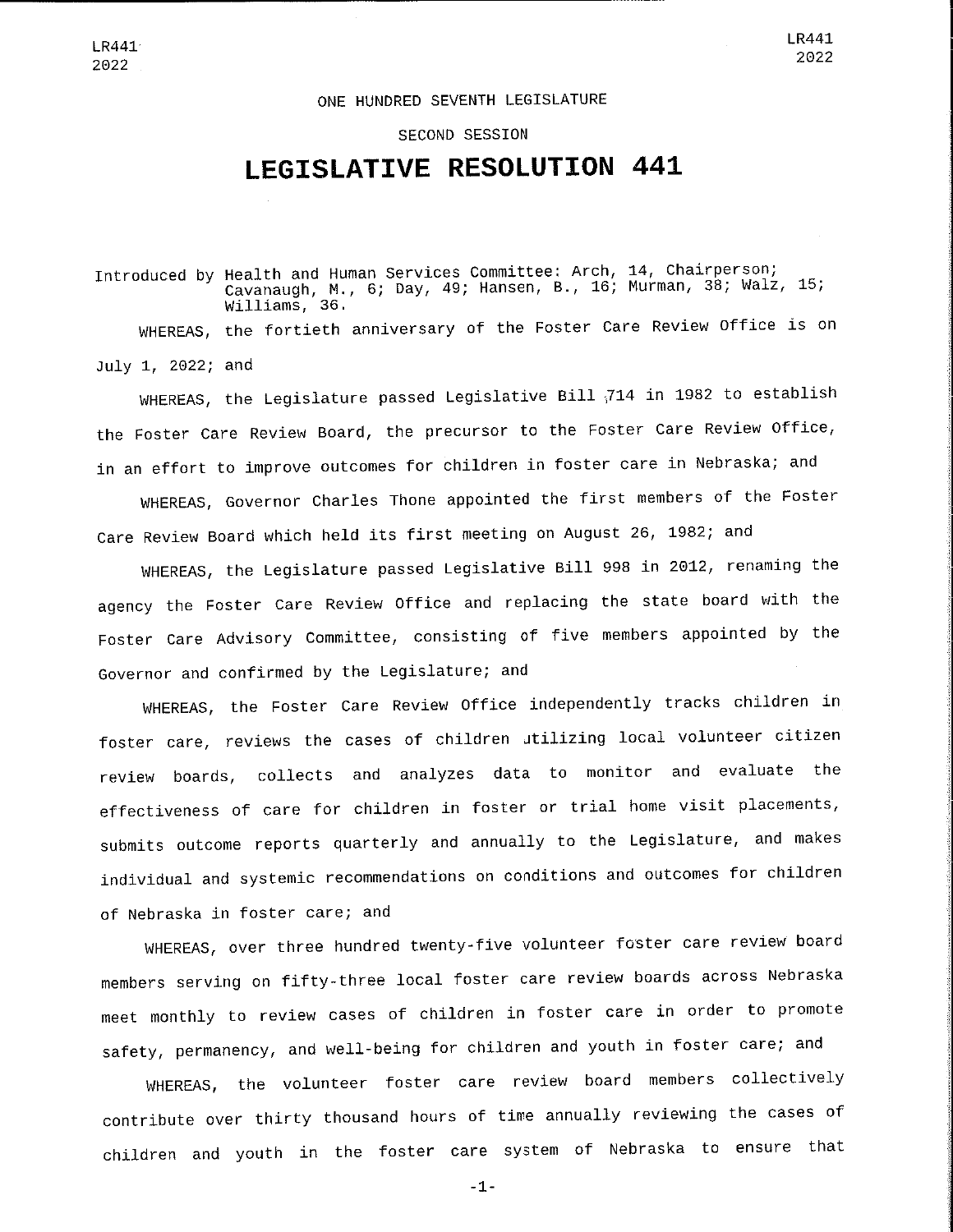ONE HUNDRED SEVENTH LEGISLATURE

SECOND SESSION

# LEGISLATIVE RESOLUTION 441

Introduced by Health and Human Services Committee: Arch, 14, Chairperson; Cavanaugh, M., 6; Day, 49; Hansen, B., 16; Murman, 38; Walz, 15; Williams, 36.

WHEREAS, the fortieth anniversary of the Foster Care Review Office is on July 1, 2022; and

WHEREAS, the Legislature passed Legislative Bill 714 in 1982 to establish the Foster Care Review Board, the precursor to the Foster Care Review Office, in an effort to improve outcomes for children in foster care in Nebraska; and

WHEREAS, Governor Charles Thone appointed the first members of the Foster Care Review Board which held its first meeting on August 26, 1982; and

WHEREAS, the Legislature passed Legislative Bill 998 in 2012, renaming the agency the Foster Care Review Office and replacing the state board with the Foster Care Advisory Committee, consisting of five members appointed by the Governor and confirmed by the Legislature; and

WHEREAS, the Foster Care Review Office independently tracks children in foster care, reviews the cases of children utilizing local volunteer citizen review boards, collects and analyzes data to monitor and evaluate the effectiveness of care for children in foster or trial home visit placements, submits outcome reports quarterly and annually to the Legislature, and makes individual and systemic recommendations on conditions and outcomes for children of Nebraska in foster care; and

WHEREAS, over three hundred twenty-five volunteer foster care review board members serving on fifty-three local foster care review boards across Nebraska meet monthly to review cases of children in foster care in order to promote safety, permanency, and well-being for children and youth in foster care; and

WHEREAS, the volunteer foster care review board members collectively contribute over thirty thousand hours of time annually reviewing the cases of children and youth in the foster care system of Nebraska to ensure that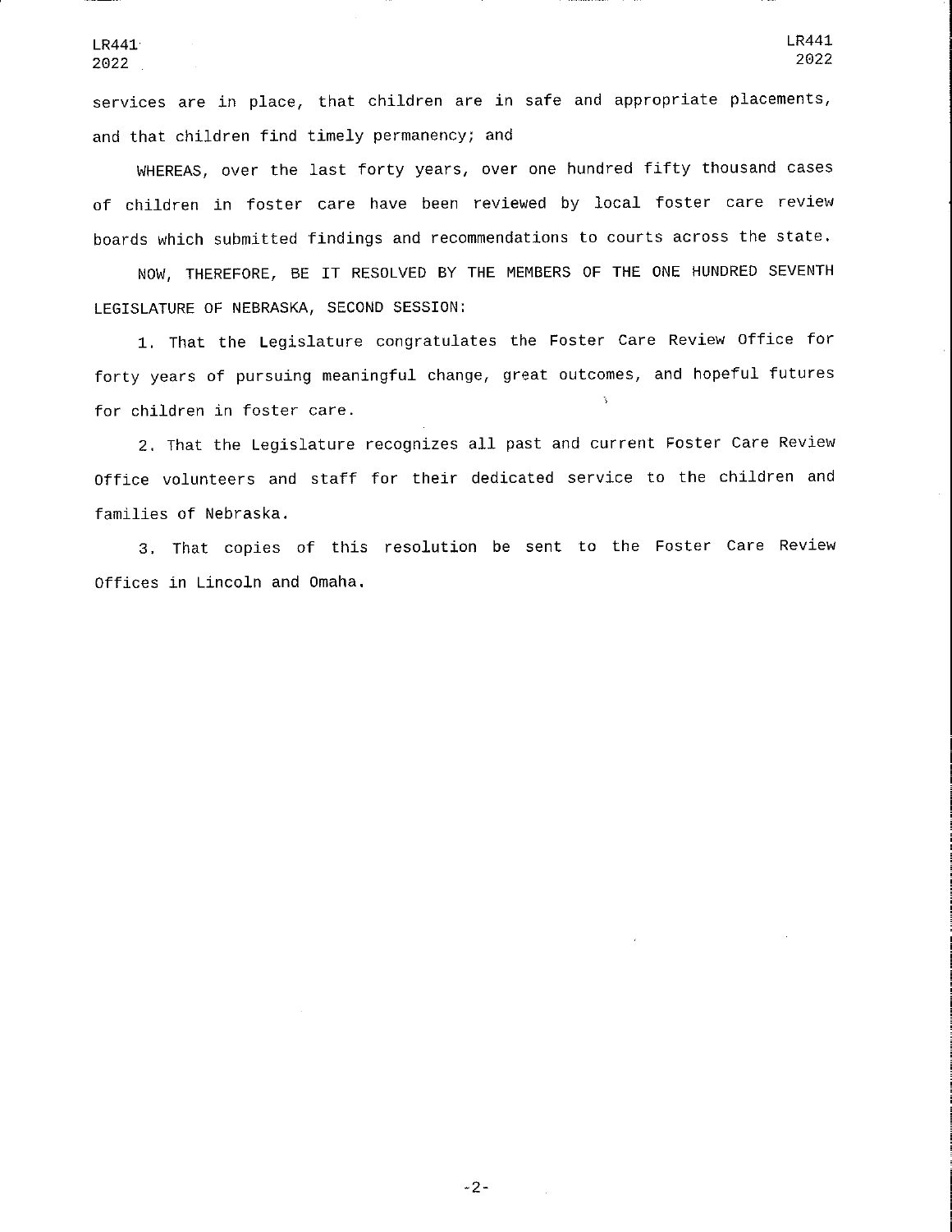services are in place, that children are in safe and appropriate placements, and that children find timely permanency; and

WHEREAS, over the last forty years, over one hundred fifty thousand cases of children in foster care have been reviewed by local foster care review boards which submitted findings and recommendations to courts across the state.

NOW, THEREFORE, BE IT RESOLVED BY THE MEMBERS OF THE ONE HUNDRED SEVENTH LEGISLATURE OF NEBRASKA, SECOND SESSION:

1. That the Legislature congratulates the Foster Care Review Office for forty years of pursuing meaningful change, great outcomes, and hopeful futures for children in foster care.

2. That the Legislature recognizes all past and current Foster Care Review Office volunteers and staff for their dedicated service to the children and families of Nebraska.

3. That copies of this resolution be sent to the Foster Care Review Offices in Lincoln and Omaha.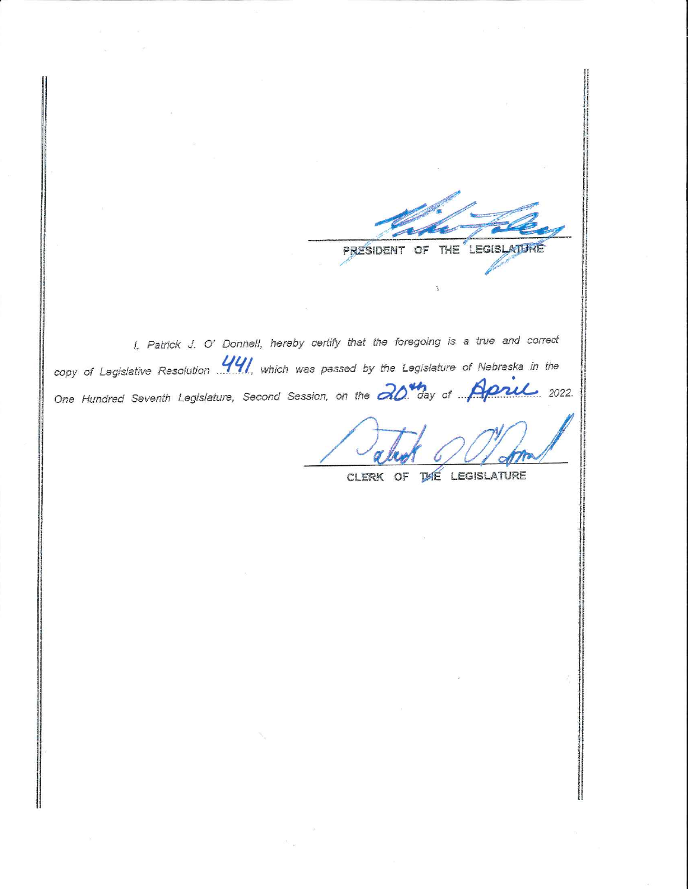PRESIDENT OF THE LEGISLATURE

I, Patrick J. O' Donnell, hereby certify that the foregoing is a true and correct copy of Legislative Resolution 441, which was passed by the Legislature of Nebraska in the One Hundred Seventh Legislature, Second Session, on the 20th day of April 2022.

CLERK OF THE LEGISLATURE